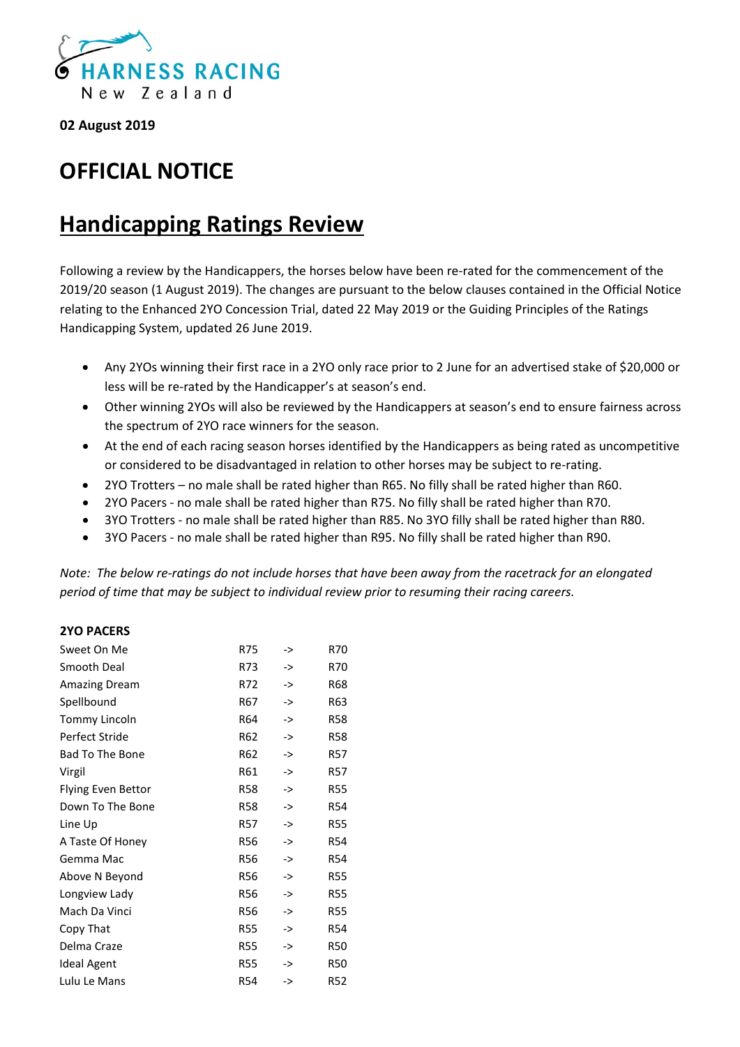HARNESS RACING
New Zealand

**02 August 2019**

# OFFICIAL NOTICE

## Handicapping Ratings Review

Following a review by the Handicappers, the horses below have been re-rated for the commencement of the 2019/20 season (1 August 2019). The changes are pursuant to the below clauses contained in the Official Notice relating to the Enhanced 2YO Concession Trial, dated 22 May 2019 or the Guiding Principles of the Ratings Handicapping System, updated 26 June 2019.

- Any 2YOs winning their first race in a 2YO only race prior to 2 June for an advertised stake of $20,000 or less will be re-rated by the Handicapper's at season's end.
- Other winning 2YOs will also be reviewed by the Handicappers at season's end to ensure fairness across the spectrum of 2YO race winners for the season.
- At the end of each racing season horses identified by the Handicappers as being rated as uncompetitive or considered to be disadvantaged in relation to other horses may be subject to re-rating.
- 2YO Trotters – no male shall be rated higher than R65. No filly shall be rated higher than R60.
- 2YO Pacers - no male shall be rated higher than R75. No filly shall be rated higher than R70.
- 3YO Trotters - no male shall be rated higher than R85. No 3YO filly shall be rated higher than R80.
- 3YO Pacers - no male shall be rated higher than R95. No filly shall be rated higher than R90.

*Note: The below re-ratings do not include horses that have been away from the racetrack for an elongated period of time that may be subject to individual review prior to resuming their racing careers.*

**2YO PACERS**

| | | | |
|---|---|---|---|
| Sweet On Me | R75 | -> | R70 |
| Smooth Deal | R73 | -> | R70 |
| Amazing Dream | R72 | -> | R68 |
| Spellbound | R67 | -> | R63 |
| Tommy Lincoln | R64 | -> | R58 |
| Perfect Stride | R62 | -> | R58 |
| Bad To The Bone | R62 | -> | R57 |
| Virgil | R61 | -> | R57 |
| Flying Even Bettor | R58 | -> | R55 |
| Down To The Bone | R58 | -> | R54 |
| Line Up | R57 | -> | R55 |
| A Taste Of Honey | R56 | -> | R54 |
| Gemma Mac | R56 | -> | R54 |
| Above N Beyond | R56 | -> | R55 |
| Longview Lady | R56 | -> | R55 |
| Mach Da Vinci | R56 | -> | R55 |
| Copy That | R55 | -> | R54 |
| Delma Craze | R55 | -> | R50 |
| Ideal Agent | R55 | -> | R50 |
| Lulu Le Mans | R54 | -> | R52 |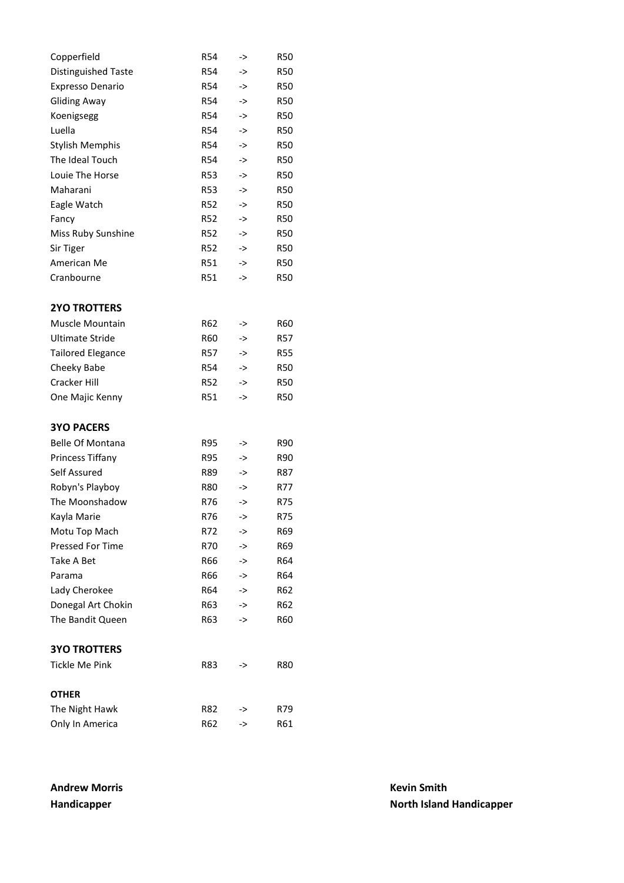| | | | |
|---|---|---|---|
| Copperfield | R54 | -> | R50 |
| Distinguished Taste | R54 | -> | R50 |
| Expresso Denario | R54 | -> | R50 |
| Gliding Away | R54 | -> | R50 |
| Koenigsegg | R54 | -> | R50 |
| Luella | R54 | -> | R50 |
| Stylish Memphis | R54 | -> | R50 |
| The Ideal Touch | R54 | -> | R50 |
| Louie The Horse | R53 | -> | R50 |
| Maharani | R53 | -> | R50 |
| Eagle Watch | R52 | -> | R50 |
| Fancy | R52 | -> | R50 |
| Miss Ruby Sunshine | R52 | -> | R50 |
| Sir Tiger | R52 | -> | R50 |
| American Me | R51 | -> | R50 |
| Cranbourne | R51 | -> | R50 |

**2YO TROTTERS**

| | | | |
|---|---|---|---|
| Muscle Mountain | R62 | -> | R60 |
| Ultimate Stride | R60 | -> | R57 |
| Tailored Elegance | R57 | -> | R55 |
| Cheeky Babe | R54 | -> | R50 |
| Cracker Hill | R52 | -> | R50 |
| One Majic Kenny | R51 | -> | R50 |

**3YO PACERS**

| | | | |
|---|---|---|---|
| Belle Of Montana | R95 | -> | R90 |
| Princess Tiffany | R95 | -> | R90 |
| Self Assured | R89 | -> | R87 |
| Robyn's Playboy | R80 | -> | R77 |
| The Moonshadow | R76 | -> | R75 |
| Kayla Marie | R76 | -> | R75 |
| Motu Top Mach | R72 | -> | R69 |
| Pressed For Time | R70 | -> | R69 |
| Take A Bet | R66 | -> | R64 |
| Parama | R66 | -> | R64 |
| Lady Cherokee | R64 | -> | R62 |
| Donegal Art Chokin | R63 | -> | R62 |
| The Bandit Queen | R63 | -> | R60 |

**3YO TROTTERS**

| | | | |
|---|---|---|---|
| Tickle Me Pink | R83 | -> | R80 |

**OTHER**

| | | | |
|---|---|---|---|
| The Night Hawk | R82 | -> | R79 |
| Only In America | R62 | -> | R61 |

**Andrew Morris**
**Handicapper**

**Kevin Smith**
**North Island Handicapper**